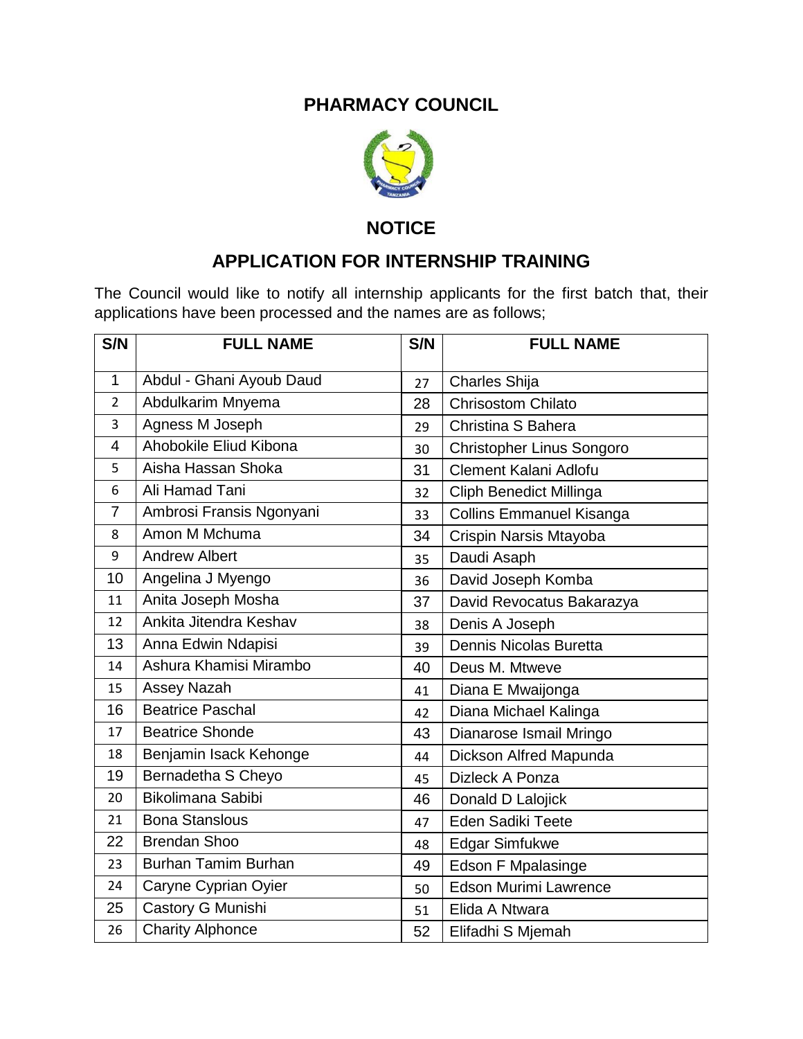# PHARMACY COUNCIL

## NOTICE

## APPLICATION FOR INTERNSHIP TRAINING

The Council would like to notify all internship applicants for the first batch that, their applications have been processed and the names are as follows;

| S/N | FULL NAME | S/N | FULL NAME |
|---|---|---|---|
| 1 | Abdul - Ghani Ayoub Daud | 27 | Charles Shija |
| 2 | Abdulkarim Mnyema | 28 | Chrisostom Chilato |
| 3 | Agness M Joseph | 29 | Christina S Bahera |
| 4 | Ahobokile Eliud Kibona | 30 | Christopher Linus Songoro |
| 5 | Aisha Hassan Shoka | 31 | Clement Kalani Adlofu |
| 6 | Ali Hamad Tani | 32 | Cliph Benedict Millinga |
| 7 | Ambrosi Fransis Ngonyani | 33 | Collins Emmanuel Kisanga |
| 8 | Amon M Mchuma | 34 | Crispin Narsis Mtayoba |
| 9 | Andrew Albert | 35 | Daudi Asaph |
| 10 | Angelina J Myengo | 36 | David Joseph Komba |
| 11 | Anita Joseph Mosha | 37 | David Revocatus Bakarazya |
| 12 | Ankita Jitendra Keshav | 38 | Denis A Joseph |
| 13 | Anna Edwin Ndapisi | 39 | Dennis Nicolas Buretta |
| 14 | Ashura Khamisi Mirambo | 40 | Deus M. Mtweve |
| 15 | Assey Nazah | 41 | Diana E Mwaijonga |
| 16 | Beatrice Paschal | 42 | Diana Michael Kalinga |
| 17 | Beatrice Shonde | 43 | Dianarose Ismail Mringo |
| 18 | Benjamin Isack Kehonge | 44 | Dickson Alfred Mapunda |
| 19 | Bernadetha S Cheyo | 45 | Dizleck A Ponza |
| 20 | Bikolimana Sabibi | 46 | Donald D Lalojick |
| 21 | Bona Stanslous | 47 | Eden Sadiki Teete |
| 22 | Brendan Shoo | 48 | Edgar Simfukwe |
| 23 | Burhan Tamim Burhan | 49 | Edson F Mpalasinge |
| 24 | Caryne Cyprian Oyier | 50 | Edson Murimi Lawrence |
| 25 | Castory G Munishi | 51 | Elida A Ntwara |
| 26 | Charity Alphonce | 52 | Elifadhi S Mjemah |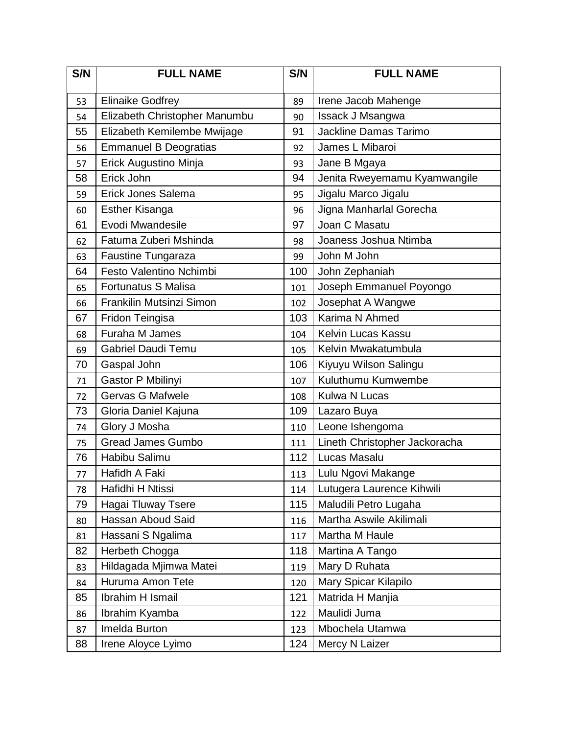| S/N | FULL NAME | S/N | FULL NAME |
|---|---|---|---|
| 53 | Elinaike Godfrey | 89 | Irene Jacob Mahenge |
| 54 | Elizabeth Christopher Manumbu | 90 | Issack J Msangwa |
| 55 | Elizabeth Kemilembe Mwijage | 91 | Jackline Damas Tarimo |
| 56 | Emmanuel B Deogratias | 92 | James L Mibaroi |
| 57 | Erick Augustino Minja | 93 | Jane B Mgaya |
| 58 | Erick John | 94 | Jenita Rweyemamu Kyamwangile |
| 59 | Erick Jones Salema | 95 | Jigalu Marco Jigalu |
| 60 | Esther Kisanga | 96 | Jigna Manharlal Gorecha |
| 61 | Evodi Mwandesile | 97 | Joan C Masatu |
| 62 | Fatuma Zuberi Mshinda | 98 | Joaness Joshua Ntimba |
| 63 | Faustine Tungaraza | 99 | John M John |
| 64 | Festo Valentino Nchimbi | 100 | John Zephaniah |
| 65 | Fortunatus S Malisa | 101 | Joseph Emmanuel Poyongo |
| 66 | Frankilin Mutsinzi Simon | 102 | Josephat A Wangwe |
| 67 | Fridon Teingisa | 103 | Karima N Ahmed |
| 68 | Furaha M James | 104 | Kelvin Lucas Kassu |
| 69 | Gabriel Daudi Temu | 105 | Kelvin Mwakatumbula |
| 70 | Gaspal John | 106 | Kiyuyu Wilson Salingu |
| 71 | Gastor P Mbilinyi | 107 | Kuluthumu Kumwembe |
| 72 | Gervas G Mafwele | 108 | Kulwa N Lucas |
| 73 | Gloria Daniel Kajuna | 109 | Lazaro Buya |
| 74 | Glory J Mosha | 110 | Leone Ishengoma |
| 75 | Gread James Gumbo | 111 | Lineth Christopher Jackoracha |
| 76 | Habibu Salimu | 112 | Lucas Masalu |
| 77 | Hafidh A Faki | 113 | Lulu Ngovi Makange |
| 78 | Hafidhi H Ntissi | 114 | Lutugera Laurence Kihwili |
| 79 | Hagai Tluway Tsere | 115 | Maludili Petro Lugaha |
| 80 | Hassan Aboud Said | 116 | Martha Aswile Akilimali |
| 81 | Hassani S Ngalima | 117 | Martha M Haule |
| 82 | Herbeth Chogga | 118 | Martina A Tango |
| 83 | Hildagada Mjimwa Matei | 119 | Mary D Ruhata |
| 84 | Huruma Amon Tete | 120 | Mary Spicar Kilapilo |
| 85 | Ibrahim H Ismail | 121 | Matrida H Manjia |
| 86 | Ibrahim Kyamba | 122 | Maulidi Juma |
| 87 | Imelda Burton | 123 | Mbochela Utamwa |
| 88 | Irene Aloyce Lyimo | 124 | Mercy N Laizer |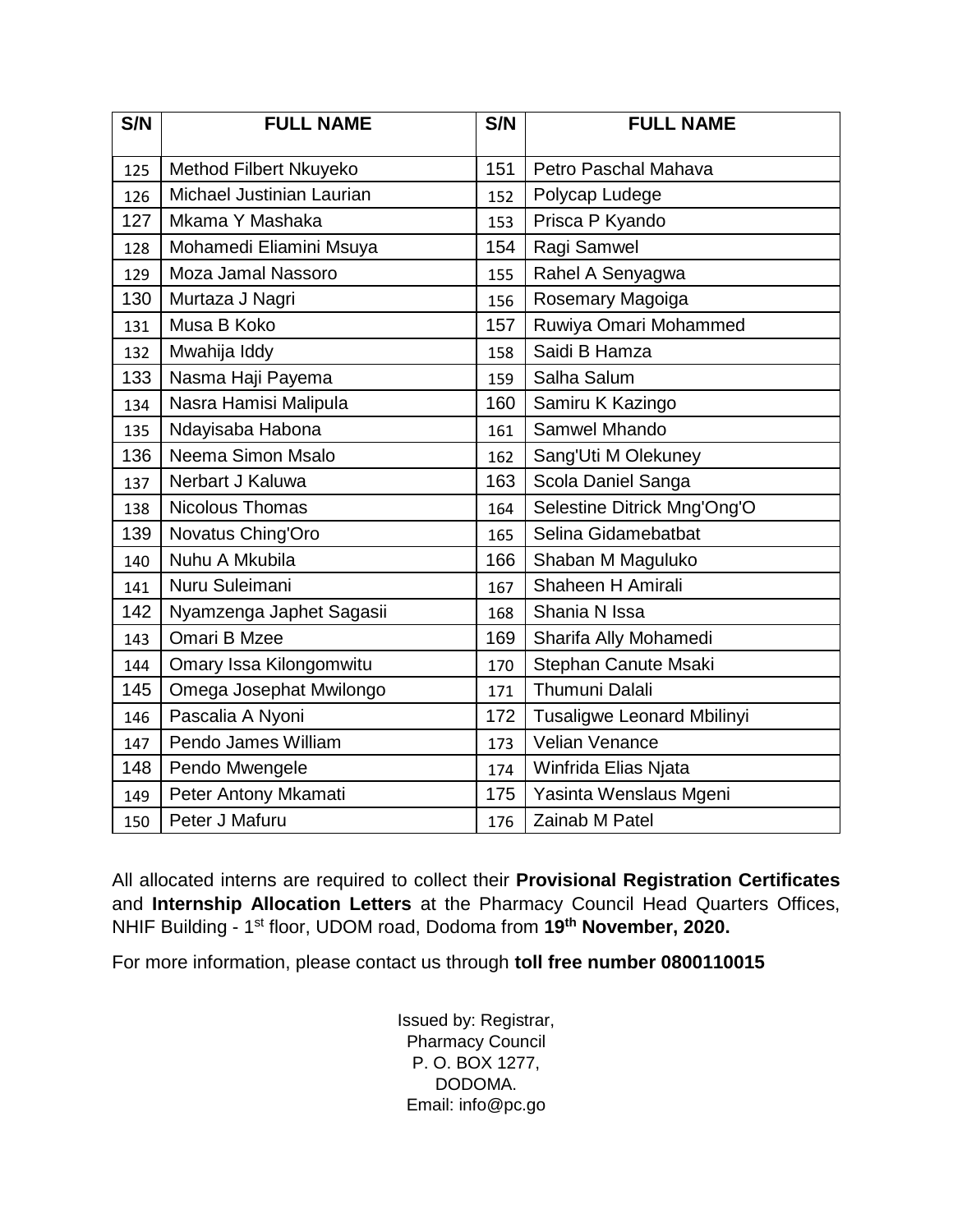| S/N | FULL NAME | S/N | FULL NAME |
|---|---|---|---|
| 125 | Method Filbert Nkuyeko | 151 | Petro Paschal Mahava |
| 126 | Michael Justinian Laurian | 152 | Polycap Ludege |
| 127 | Mkama Y Mashaka | 153 | Prisca P Kyando |
| 128 | Mohamedi Eliamini Msuya | 154 | Ragi Samwel |
| 129 | Moza Jamal Nassoro | 155 | Rahel A Senyagwa |
| 130 | Murtaza J Nagri | 156 | Rosemary Magoiga |
| 131 | Musa B Koko | 157 | Ruwiya Omari Mohammed |
| 132 | Mwahija Iddy | 158 | Saidi B Hamza |
| 133 | Nasma Haji Payema | 159 | Salha Salum |
| 134 | Nasra Hamisi Malipula | 160 | Samiru K Kazingo |
| 135 | Ndayisaba Habona | 161 | Samwel Mhando |
| 136 | Neema Simon Msalo | 162 | Sang'Uti M Olekuney |
| 137 | Nerbart J Kaluwa | 163 | Scola Daniel Sanga |
| 138 | Nicolous Thomas | 164 | Selestine Ditrick Mng'Ong'O |
| 139 | Novatus Ching'Oro | 165 | Selina Gidamebatbat |
| 140 | Nuhu A Mkubila | 166 | Shaban M Maguluko |
| 141 | Nuru Suleimani | 167 | Shaheen H Amirali |
| 142 | Nyamzenga Japhet Sagasii | 168 | Shania N Issa |
| 143 | Omari B Mzee | 169 | Sharifa Ally Mohamedi |
| 144 | Omary Issa Kilongomwitu | 170 | Stephan Canute Msaki |
| 145 | Omega Josephat Mwilongo | 171 | Thumuni Dalali |
| 146 | Pascalia A Nyoni | 172 | Tusaligwe Leonard Mbilinyi |
| 147 | Pendo James William | 173 | Velian Venance |
| 148 | Pendo Mwengele | 174 | Winfrida Elias Njata |
| 149 | Peter Antony Mkamati | 175 | Yasinta Wenslaus Mgeni |
| 150 | Peter J Mafuru | 176 | Zainab M Patel |

All allocated interns are required to collect their **Provisional Registration Certificates** and **Internship Allocation Letters** at the Pharmacy Council Head Quarters Offices, NHIF Building - 1st floor, UDOM road, Dodoma from **19th November, 2020.**

For more information, please contact us through **toll free number 0800110015**

Issued by: Registrar,
Pharmacy Council
P. O. BOX 1277,
DODOMA.
Email: info@pc.go